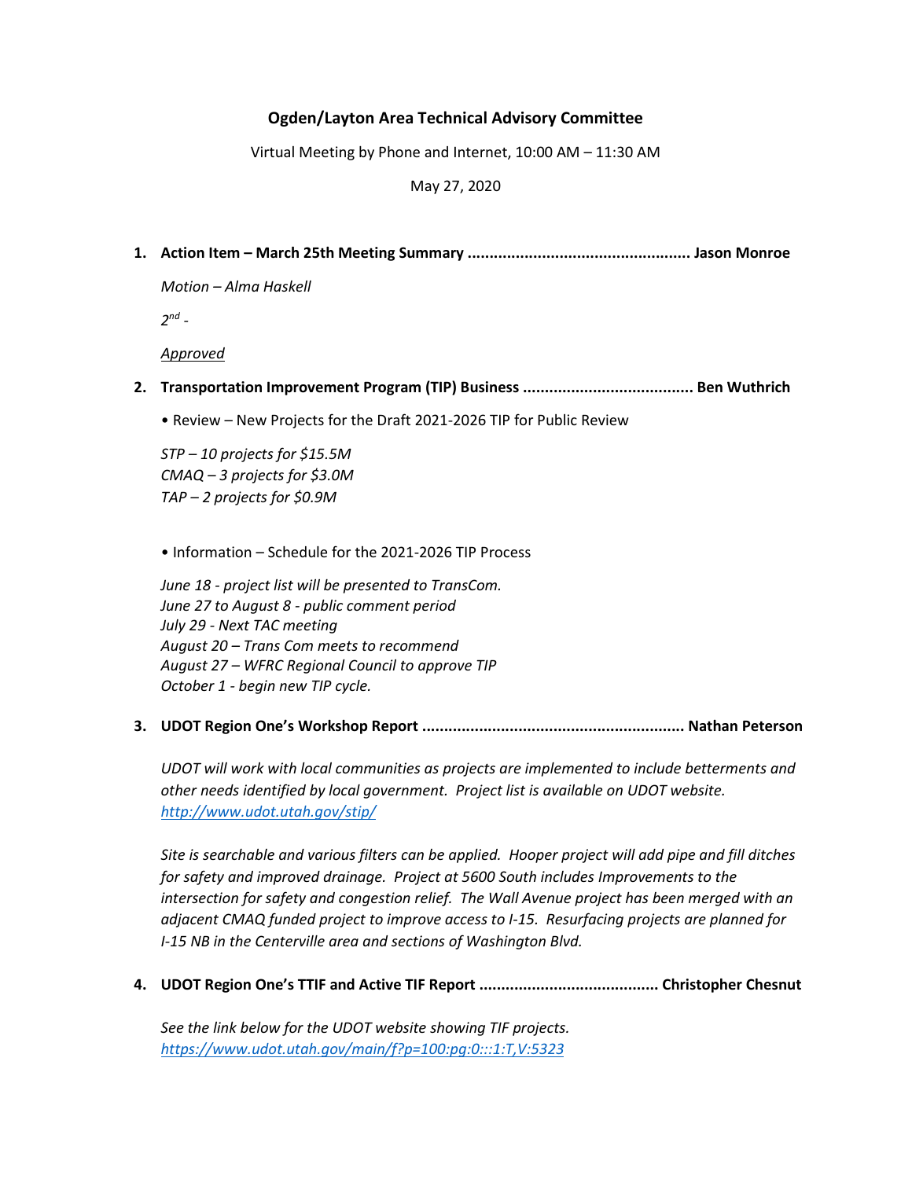# Ogden/Layton Area Technical Advisory Committee

Virtual Meeting by Phone and Internet, 10:00 AM – 11:30 AM

May 27, 2020

1. **Action Item – March 25th Meeting Summary .................................................. Jason Monroe**

   *Motion – Alma Haskell*

   *2nd -*

   *Approved*

2. **Transportation Improvement Program (TIP) Business ...................................... Ben Wuthrich**

   • Review – New Projects for the Draft 2021-2026 TIP for Public Review

   *STP – 10 projects for $15.5M*
   *CMAQ – 3 projects for $3.0M*
   *TAP – 2 projects for $0.9M*

   • Information – Schedule for the 2021-2026 TIP Process

   *June 18 - project list will be presented to TransCom.*
   *June 27 to August 8 - public comment period*
   *July 29 - Next TAC meeting*
   *August 20 – Trans Com meets to recommend*
   *August 27 – WFRC Regional Council to approve TIP*
   *October 1 - begin new TIP cycle.*

3. **UDOT Region One's Workshop Report ........................................................... Nathan Peterson**

   *UDOT will work with local communities as projects are implemented to include betterments and other needs identified by local government. Project list is available on UDOT website. http://www.udot.utah.gov/stip/*

   *Site is searchable and various filters can be applied. Hooper project will add pipe and fill ditches for safety and improved drainage. Project at 5600 South includes Improvements to the intersection for safety and congestion relief. The Wall Avenue project has been merged with an adjacent CMAQ funded project to improve access to I-15. Resurfacing projects are planned for I-15 NB in the Centerville area and sections of Washington Blvd.*

4. **UDOT Region One's TTIF and Active TIF Report ......................................... Christopher Chesnut**

   *See the link below for the UDOT website showing TIF projects. https://www.udot.utah.gov/main/f?p=100:pg:0:::1:T,V:5323*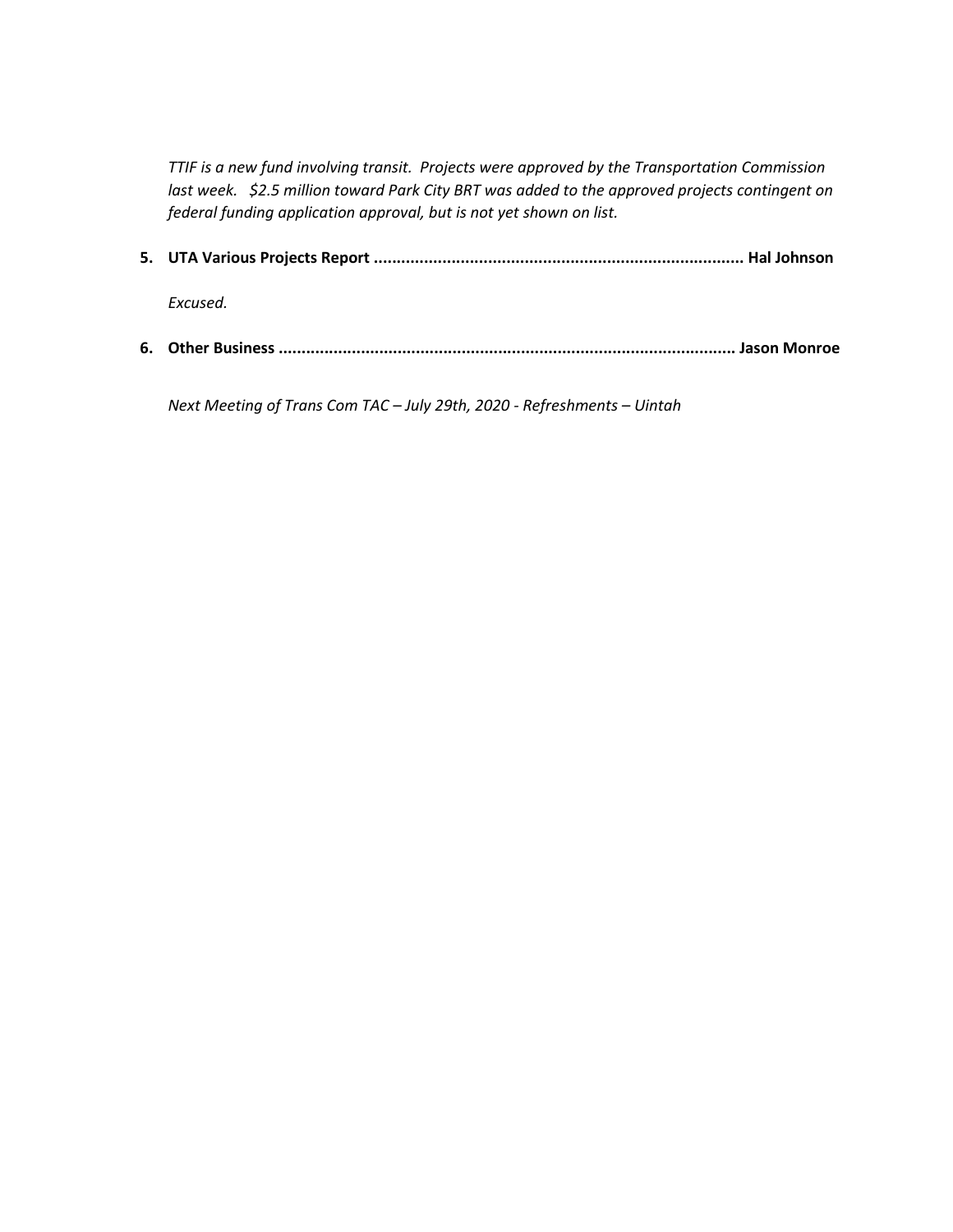*TTIF is a new fund involving transit. Projects were approved by the Transportation Commission last week. $2.5 million toward Park City BRT was added to the approved projects contingent on federal funding application approval, but is not yet shown on list.*

5. **UTA Various Projects Report ................................................................................ Hal Johnson**

   *Excused.*

6. **Other Business ................................................................................................... Jason Monroe**

   *Next Meeting of Trans Com TAC – July 29th, 2020 - Refreshments – Uintah*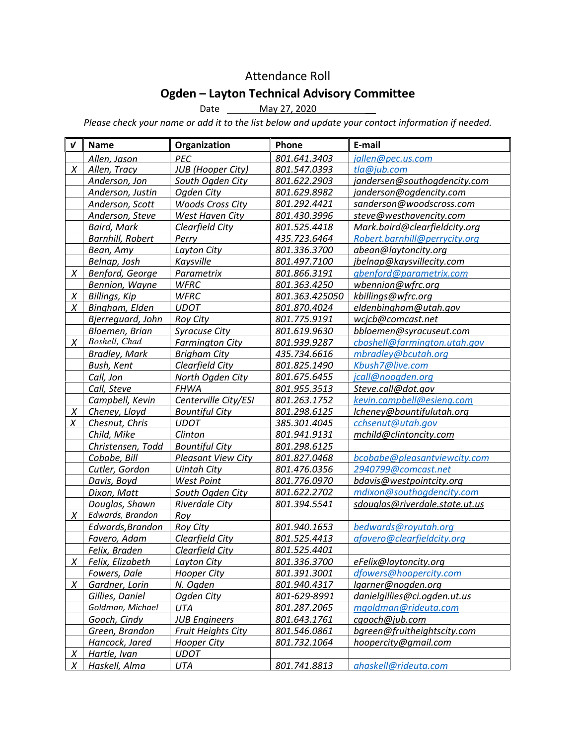# Attendance Roll

## Ogden – Layton Technical Advisory Committee

Date May 27, 2020

*Please check your name or add it to the list below and update your contact information if needed.*

| √ | Name | Organization | Phone | E-mail |
|---|---|---|---|---|
| | Allen, Jason | PEC | 801.641.3403 | jallen@pec.us.com |
| X | Allen, Tracy | JUB (Hooper City) | 801.547.0393 | tla@jub.com |
| | Anderson, Jon | South Ogden City | 801.622.2903 | jandersen@southogdencity.com |
| | Anderson, Justin | Ogden City | 801.629.8982 | janderson@ogdencity.com |
| | Anderson, Scott | Woods Cross City | 801.292.4421 | sanderson@woodscross.com |
| | Anderson, Steve | West Haven City | 801.430.3996 | steve@westhavencity.com |
| | Baird, Mark | Clearfield City | 801.525.4418 | Mark.baird@clearfieldcity.org |
| | Barnhill, Robert | Perry | 435.723.6464 | Robert.barnhill@perrycity.org |
| | Bean, Amy | Layton City | 801.336.3700 | abean@laytoncity.org |
| | Belnap, Josh | Kaysville | 801.497.7100 | jbelnap@kaysvillecity.com |
| X | Benford, George | Parametrix | 801.866.3191 | gbenford@parametrix.com |
| | Bennion, Wayne | WFRC | 801.363.4250 | wbennion@wfrc.org |
| X | Billings, Kip | WFRC | 801.363.425050 | kbillings@wfrc.org |
| X | Bingham, Elden | UDOT | 801.870.4024 | eldenbingham@utah.gov |
| | Bjerreguard, John | Roy City | 801.775.9191 | wcjcb@comcast.net |
| | Bloemen, Brian | Syracuse City | 801.619.9630 | bbloemen@syracuseut.com |
| X | Boshell, Chad | Farmington City | 801.939.9287 | cboshell@farmington.utah.gov |
| | Bradley, Mark | Brigham City | 435.734.6616 | mbradley@bcutah.org |
| | Bush, Kent | Clearfield City | 801.825.1490 | Kbush7@live.com |
| | Call, Jon | North Ogden City | 801.675.6455 | jcall@noogden.org |
| | Call, Steve | FHWA | 801.955.3513 | Steve.call@dot.gov |
| | Campbell, Kevin | Centerville City/ESI | 801.263.1752 | kevin.campbell@esieng.com |
| X | Cheney, Lloyd | Bountiful City | 801.298.6125 | lcheney@bountifulutah.org |
| X | Chesnut, Chris | UDOT | 385.301.4045 | cchsenut@utah.gov |
| | Child, Mike | Clinton | 801.941.9131 | mchild@clintoncity.com |
| | Christensen, Todd | Bountiful City | 801.298.6125 | |
| | Cobabe, Bill | Pleasant View City | 801.827.0468 | bcobabe@pleasantviewcity.com |
| | Cutler, Gordon | Uintah City | 801.476.0356 | 2940799@comcast.net |
| | Davis, Boyd | West Point | 801.776.0970 | bdavis@westpointcity.org |
| | Dixon, Matt | South Ogden City | 801.622.2702 | mdixon@southogdencity.com |
| | Douglas, Shawn | Riverdale City | 801.394.5541 | sdouglas@riverdale.state.ut.us |
| X | Edwards, Brandon | Roy | | |
| | Edwards,Brandon | Roy City | 801.940.1653 | bedwards@royutah.org |
| | Favero, Adam | Clearfield City | 801.525.4413 | afavero@clearfieldcity.org |
| | Felix, Braden | Clearfield City | 801.525.4401 | |
| X | Felix, Elizabeth | Layton City | 801.336.3700 | eFelix@laytoncity.org |
| | Fowers, Dale | Hooper City | 801.391.3001 | dfowers@hoopercity.com |
| X | Gardner, Lorin | N. Ogden | 801.940.4317 | lgarner@nogden.org |
| | Gillies, Daniel | Ogden City | 801-629-8991 | danielgillies@ci.ogden.ut.us |
| | Goldman, Michael | UTA | 801.287.2065 | mgoldman@rideuta.com |
| | Gooch, Cindy | JUB Engineers | 801.643.1761 | cgooch@jub.com |
| | Green, Brandon | Fruit Heights City | 801.546.0861 | bgreen@fruitheightscity.com |
| | Hancock, Jared | Hooper City | 801.732.1064 | hoopercity@gmail.com |
| X | Hartle, Ivan | UDOT | | |
| X | Haskell, Alma | UTA | 801.741.8813 | ahaskell@rideuta.com |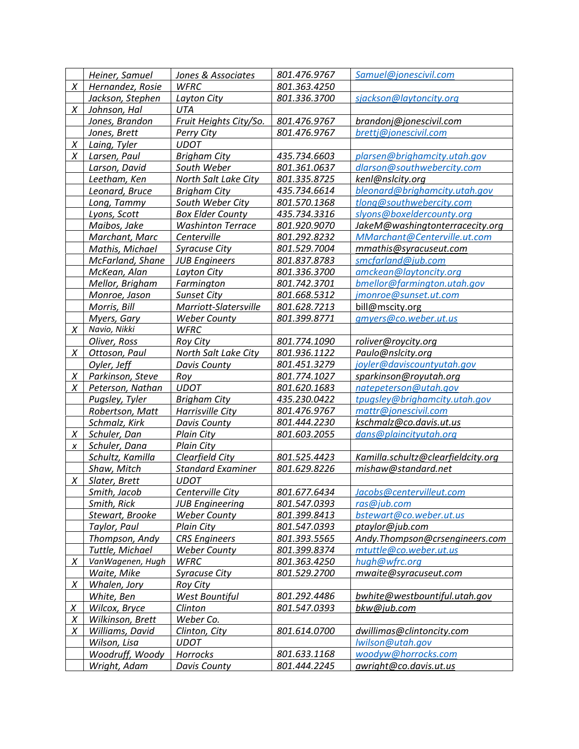|   |   |   |   |   |
|---|---|---|---|---|
|   | Heiner, Samuel | Jones & Associates | 801.476.9767 | Samuel@jonescivil.com |
| X | Hernandez, Rosie | WFRC | 801.363.4250 |   |
|   | Jackson, Stephen | Layton City | 801.336.3700 | sjackson@laytoncity.org |
| X | Johnson, Hal | UTA |   |   |
|   | Jones, Brandon | Fruit Heights City/So. | 801.476.9767 | brandonj@jonescivil.com |
|   | Jones, Brett | Perry City | 801.476.9767 | brettj@jonescivil.com |
| X | Laing, Tyler | UDOT |   |   |
| X | Larsen, Paul | Brigham City | 435.734.6603 | plarsen@brighamcity.utah.gov |
|   | Larson, David | South Weber | 801.361.0637 | dlarson@southwebercity.com |
|   | Leetham, Ken | North Salt Lake City | 801.335.8725 | kenl@nslcity.org |
|   | Leonard, Bruce | Brigham City | 435.734.6614 | bleonard@brighamcity.utah.gov |
|   | Long, Tammy | South Weber City | 801.570.1368 | tlong@southwebercity.com |
|   | Lyons, Scott | Box Elder County | 435.734.3316 | slyons@boxeldercounty.org |
|   | Maibos, Jake | Washinton Terrace | 801.920.9070 | JakeM@washingtonterracecity.org |
|   | Marchant, Marc | Centerville | 801.292.8232 | MMarchant@Centerville.ut.com |
|   | Mathis, Michael | Syracuse City | 801.529.7004 | mmathis@syracuseut.com |
|   | McFarland, Shane | JUB Engineers | 801.837.8783 | smcfarland@jub.com |
|   | McKean, Alan | Layton City | 801.336.3700 | amckean@laytoncity.org |
|   | Mellor, Brigham | Farmington | 801.742.3701 | bmellor@farmington.utah.gov |
|   | Monroe, Jason | Sunset City | 801.668.5312 | jmonroe@sunset.ut.com |
|   | Morris, Bill | Marriott-Slatersville | 801.628.7213 | bill@mscity.org |
|   | Myers, Gary | Weber County | 801.399.8771 | gmyers@co.weber.ut.us |
| X | Navio, Nikki | WFRC |   |   |
|   | Oliver, Ross | Roy City | 801.774.1090 | roliver@roycity.org |
| X | Ottoson, Paul | North Salt Lake City | 801.936.1122 | Paulo@nslcity.org |
|   | Oyler, Jeff | Davis County | 801.451.3279 | joyler@daviscountyutah.gov |
| X | Parkinson, Steve | Roy | 801.774.1027 | sparkinson@royutah.org |
| X | Peterson, Nathan | UDOT | 801.620.1683 | natepeterson@utah.gov |
|   | Pugsley, Tyler | Brigham City | 435.230.0422 | tpugsley@brighamcity.utah.gov |
|   | Robertson, Matt | Harrisville City | 801.476.9767 | mattr@jonescivil.com |
|   | Schmalz, Kirk | Davis County | 801.444.2230 | kschmalz@co.davis.ut.us |
| X | Schuler, Dan | Plain City | 801.603.2055 | dans@plaincityutah.org |
| x | Schuler, Dana | Plain City |   |   |
|   | Schultz, Kamilla | Clearfield City | 801.525.4423 | Kamilla.schultz@clearfieldcity.org |
|   | Shaw, Mitch | Standard Examiner | 801.629.8226 | mishaw@standard.net |
| X | Slater, Brett | UDOT |   |   |
|   | Smith, Jacob | Centerville City | 801.677.6434 | Jacobs@centervilleut.com |
|   | Smith, Rick | JUB Engineering | 801.547.0393 | ras@jub.com |
|   | Stewart, Brooke | Weber County | 801.399.8413 | bstewart@co.weber.ut.us |
|   | Taylor, Paul | Plain City | 801.547.0393 | ptaylor@jub.com |
|   | Thompson, Andy | CRS Engineers | 801.393.5565 | Andy.Thompson@crsengineers.com |
|   | Tuttle, Michael | Weber County | 801.399.8374 | mtuttle@co.weber.ut.us |
| X | VanWagenen, Hugh | WFRC | 801.363.4250 | hugh@wfrc.org |
|   | Waite, Mike | Syracuse City | 801.529.2700 | mwaite@syracuseut.com |
| X | Whalen, Jory | Roy City |   |   |
|   | White, Ben | West Bountiful | 801.292.4486 | bwhite@westbountiful.utah.gov |
| X | Wilcox, Bryce | Clinton | 801.547.0393 | bkw@jub.com |
| X | Wilkinson, Brett | Weber Co. |   |   |
| X | Williams, David | Clinton, City | 801.614.0700 | dwillimas@clintoncity.com |
|   | Wilson, Lisa | UDOT |   | lwilson@utah.gov |
|   | Woodruff, Woody | Horrocks | 801.633.1168 | woodyw@horrocks.com |
|   | Wright, Adam | Davis County | 801.444.2245 | awright@co.davis.ut.us |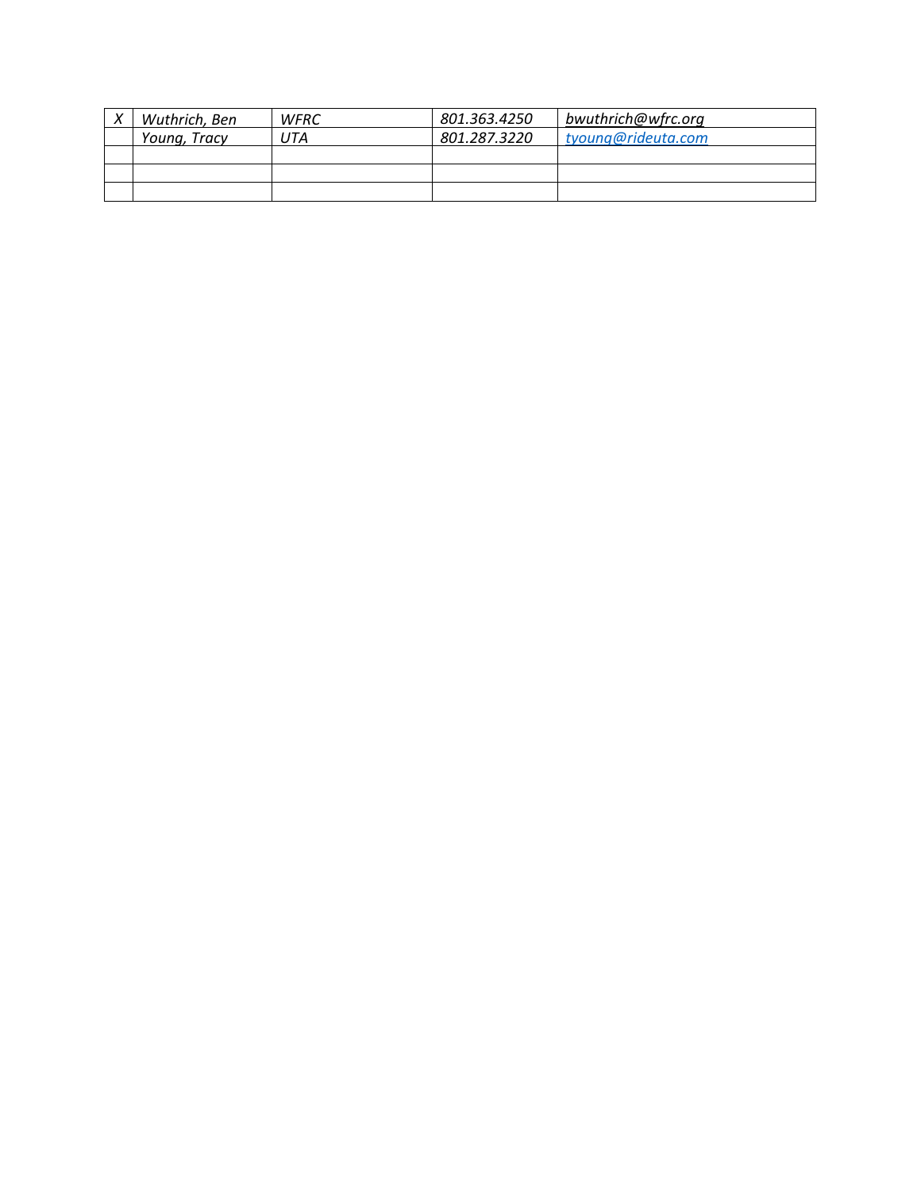| | | | | |
|---|---|---|---|---|
| *X* | *Wuthrich, Ben* | *WFRC* | *801.363.4250* | *bwuthrich@wfrc.org* |
| | *Young, Tracy* | *UTA* | *801.287.3220* | *tyoung@rideuta.com* |
| | | | | |
| | | | | |
| | | | | |